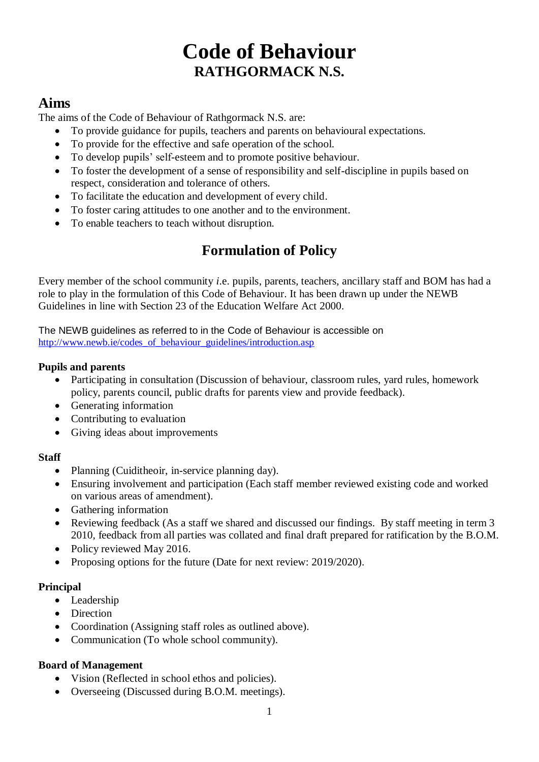# Code of Behaviour

## RATHGORMACK N.S.

## Aims

The aims of the Code of Behaviour of Rathgormack N.S. are:

- To provide guidance for pupils, teachers and parents on behavioural expectations.
- To provide for the effective and safe operation of the school.
- To develop pupils' self-esteem and to promote positive behaviour.
- To foster the development of a sense of responsibility and self-discipline in pupils based on respect, consideration and tolerance of others.
- To facilitate the education and development of every child.
- To foster caring attitudes to one another and to the environment.
- To enable teachers to teach without disruption.

## Formulation of Policy

Every member of the school community *i*.e. pupils, parents, teachers, ancillary staff and BOM has had a role to play in the formulation of this Code of Behaviour. It has been drawn up under the NEWB Guidelines in line with Section 23 of the Education Welfare Act 2000.

The NEWB guidelines as referred to in the Code of Behaviour is accessible on http://www.newb.ie/codes_of_behaviour_guidelines/introduction.asp

**Pupils and parents**

- Participating in consultation (Discussion of behaviour, classroom rules, yard rules, homework policy, parents council, public drafts for parents view and provide feedback).
- Generating information
- Contributing to evaluation
- Giving ideas about improvements

**Staff**

- Planning (Cuiditheoir, in-service planning day).
- Ensuring involvement and participation (Each staff member reviewed existing code and worked on various areas of amendment).
- Gathering information
- Reviewing feedback (As a staff we shared and discussed our findings. By staff meeting in term 3 2010, feedback from all parties was collated and final draft prepared for ratification by the B.O.M.
- Policy reviewed May 2016.
- Proposing options for the future (Date for next review: 2019/2020).

**Principal**

- Leadership
- Direction
- Coordination (Assigning staff roles as outlined above).
- Communication (To whole school community).

**Board of Management**

- Vision (Reflected in school ethos and policies).
- Overseeing (Discussed during B.O.M. meetings).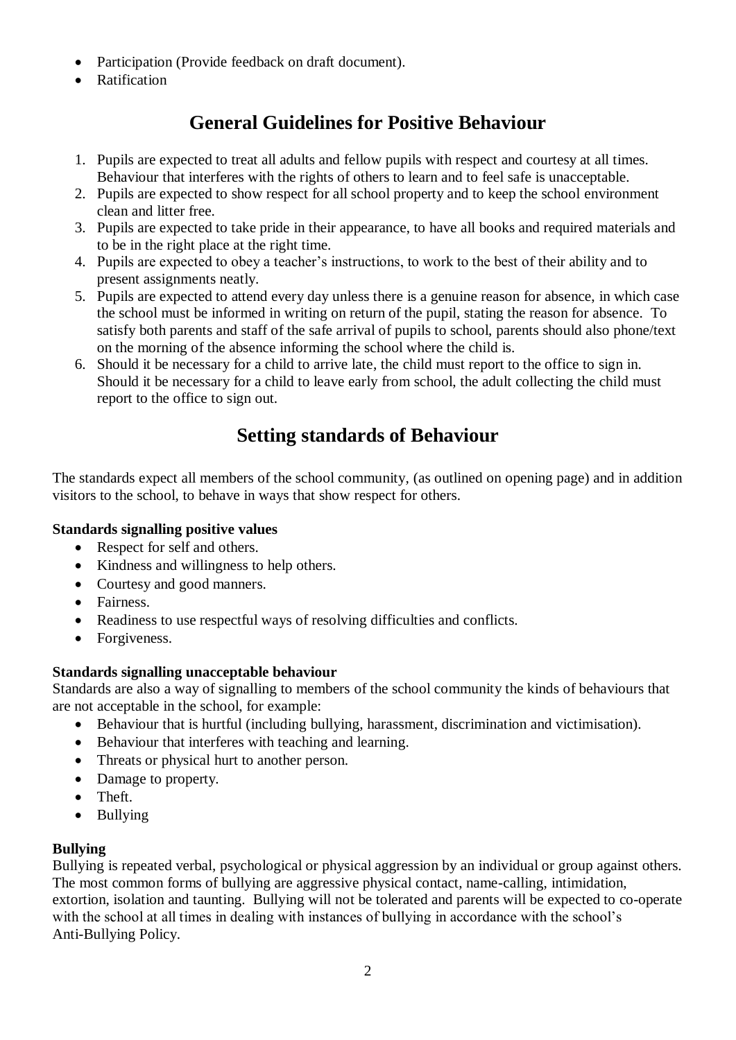- Participation (Provide feedback on draft document).
- Ratification

## General Guidelines for Positive Behaviour

1. Pupils are expected to treat all adults and fellow pupils with respect and courtesy at all times. Behaviour that interferes with the rights of others to learn and to feel safe is unacceptable.
2. Pupils are expected to show respect for all school property and to keep the school environment clean and litter free.
3. Pupils are expected to take pride in their appearance, to have all books and required materials and to be in the right place at the right time.
4. Pupils are expected to obey a teacher's instructions, to work to the best of their ability and to present assignments neatly.
5. Pupils are expected to attend every day unless there is a genuine reason for absence, in which case the school must be informed in writing on return of the pupil, stating the reason for absence. To satisfy both parents and staff of the safe arrival of pupils to school, parents should also phone/text on the morning of the absence informing the school where the child is.
6. Should it be necessary for a child to arrive late, the child must report to the office to sign in. Should it be necessary for a child to leave early from school, the adult collecting the child must report to the office to sign out.

## Setting standards of Behaviour

The standards expect all members of the school community, (as outlined on opening page) and in addition visitors to the school, to behave in ways that show respect for others.

**Standards signalling positive values**

- Respect for self and others.
- Kindness and willingness to help others.
- Courtesy and good manners.
- Fairness.
- Readiness to use respectful ways of resolving difficulties and conflicts.
- Forgiveness.

**Standards signalling unacceptable behaviour**

Standards are also a way of signalling to members of the school community the kinds of behaviours that are not acceptable in the school, for example:

- Behaviour that is hurtful (including bullying, harassment, discrimination and victimisation).
- Behaviour that interferes with teaching and learning.
- Threats or physical hurt to another person.
- Damage to property.
- Theft.
- Bullying

**Bullying**

Bullying is repeated verbal, psychological or physical aggression by an individual or group against others. The most common forms of bullying are aggressive physical contact, name-calling, intimidation, extortion, isolation and taunting. Bullying will not be tolerated and parents will be expected to co-operate with the school at all times in dealing with instances of bullying in accordance with the school's Anti-Bullying Policy.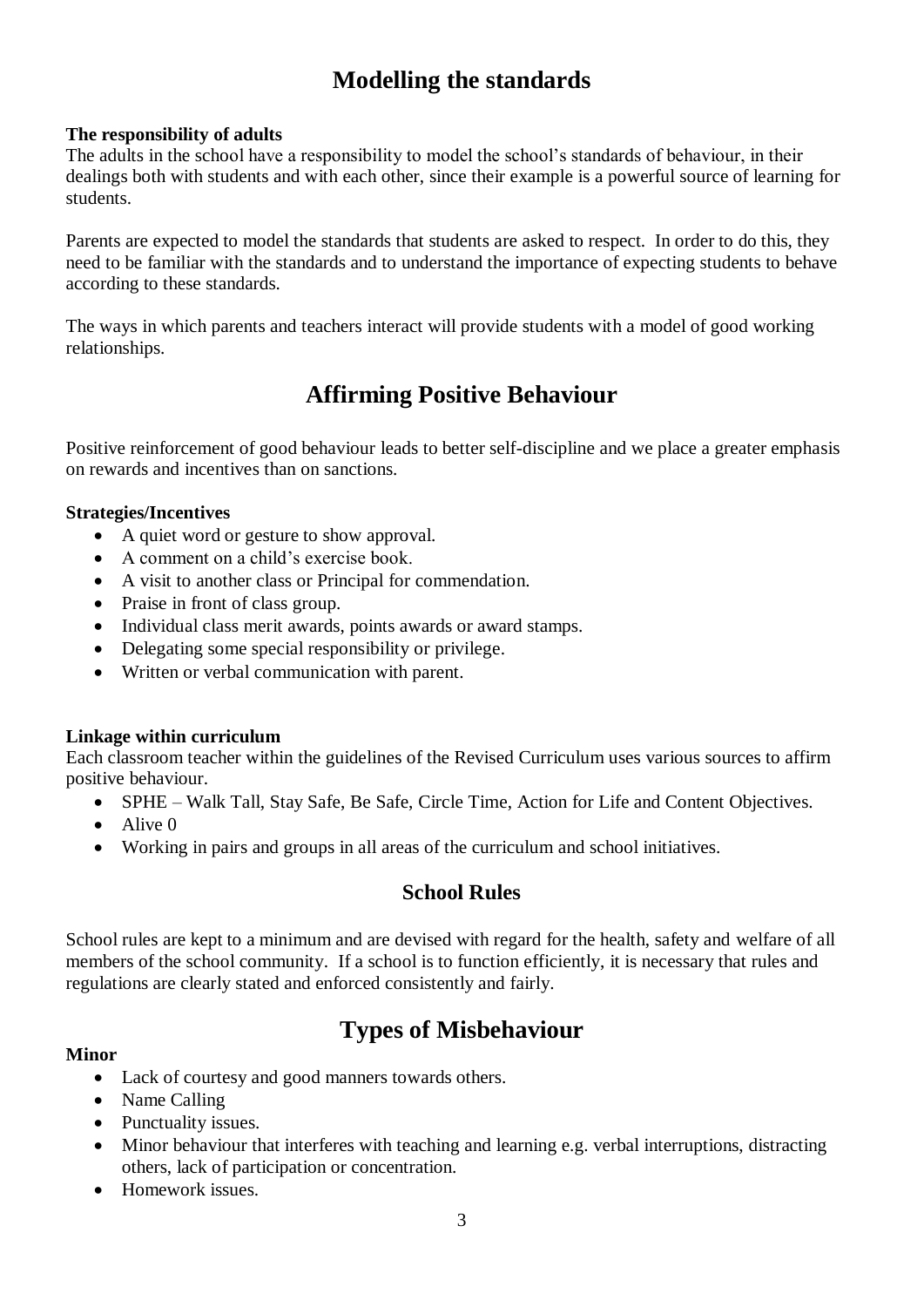# Modelling the standards

**The responsibility of adults**

The adults in the school have a responsibility to model the school's standards of behaviour, in their dealings both with students and with each other, since their example is a powerful source of learning for students.

Parents are expected to model the standards that students are asked to respect. In order to do this, they need to be familiar with the standards and to understand the importance of expecting students to behave according to these standards.

The ways in which parents and teachers interact will provide students with a model of good working relationships.

# Affirming Positive Behaviour

Positive reinforcement of good behaviour leads to better self-discipline and we place a greater emphasis on rewards and incentives than on sanctions.

**Strategies/Incentives**

- A quiet word or gesture to show approval.
- A comment on a child's exercise book.
- A visit to another class or Principal for commendation.
- Praise in front of class group.
- Individual class merit awards, points awards or award stamps.
- Delegating some special responsibility or privilege.
- Written or verbal communication with parent.

**Linkage within curriculum**

Each classroom teacher within the guidelines of the Revised Curriculum uses various sources to affirm positive behaviour.

- SPHE – Walk Tall, Stay Safe, Be Safe, Circle Time, Action for Life and Content Objectives.
- Alive 0
- Working in pairs and groups in all areas of the curriculum and school initiatives.

## School Rules

School rules are kept to a minimum and are devised with regard for the health, safety and welfare of all members of the school community. If a school is to function efficiently, it is necessary that rules and regulations are clearly stated and enforced consistently and fairly.

# Types of Misbehaviour

**Minor**

- Lack of courtesy and good manners towards others.
- Name Calling
- Punctuality issues.
- Minor behaviour that interferes with teaching and learning e.g. verbal interruptions, distracting others, lack of participation or concentration.
- Homework issues.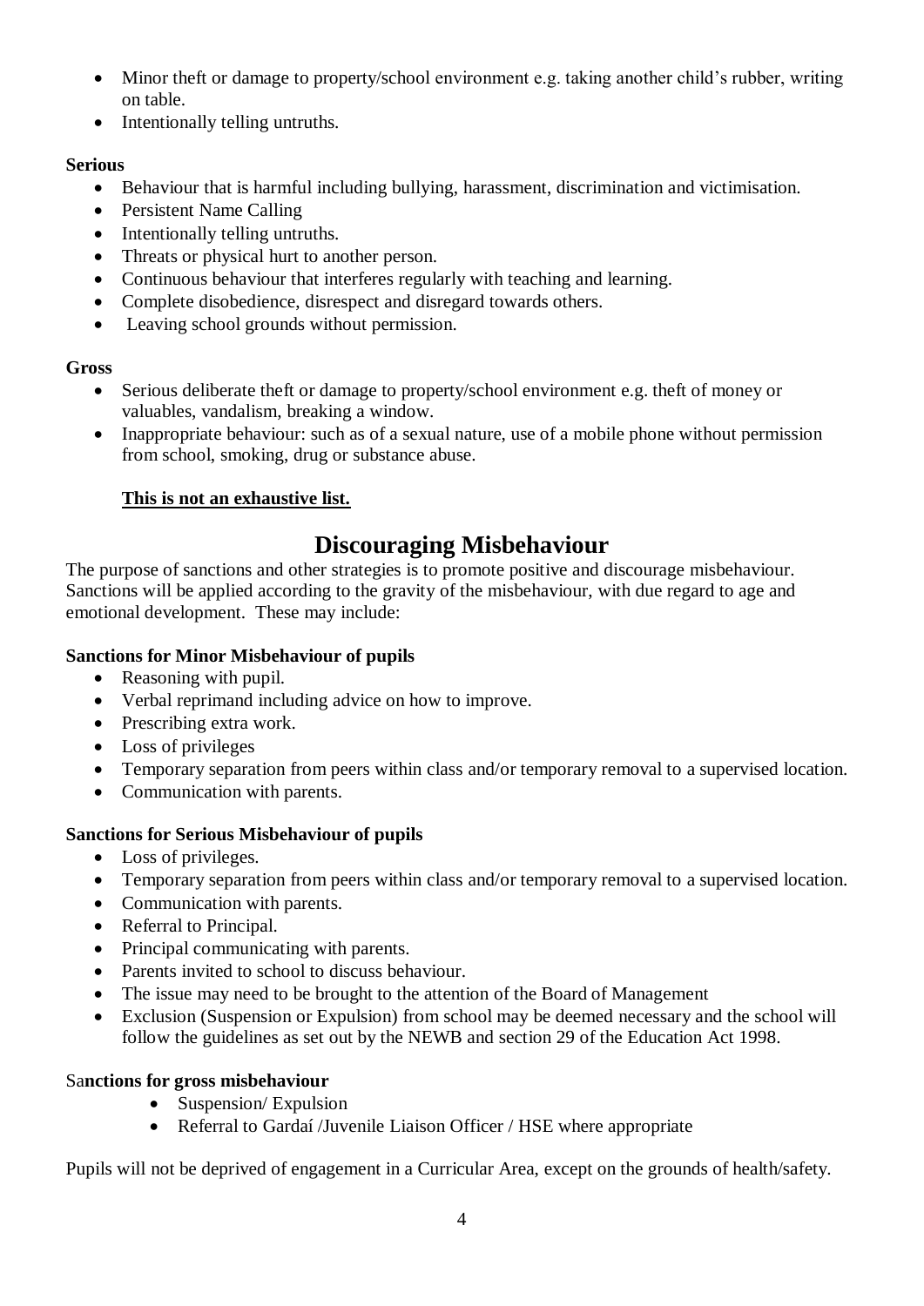- Minor theft or damage to property/school environment e.g. taking another child's rubber, writing on table.
- Intentionally telling untruths.

**Serious**

- Behaviour that is harmful including bullying, harassment, discrimination and victimisation.
- Persistent Name Calling
- Intentionally telling untruths.
- Threats or physical hurt to another person.
- Continuous behaviour that interferes regularly with teaching and learning.
- Complete disobedience, disrespect and disregard towards others.
- Leaving school grounds without permission.

**Gross**

- Serious deliberate theft or damage to property/school environment e.g. theft of money or valuables, vandalism, breaking a window.
- Inappropriate behaviour: such as of a sexual nature, use of a mobile phone without permission from school, smoking, drug or substance abuse.

**This is not an exhaustive list.**

## Discouraging Misbehaviour

The purpose of sanctions and other strategies is to promote positive and discourage misbehaviour. Sanctions will be applied according to the gravity of the misbehaviour, with due regard to age and emotional development. These may include:

**Sanctions for Minor Misbehaviour of pupils**

- Reasoning with pupil.
- Verbal reprimand including advice on how to improve.
- Prescribing extra work.
- Loss of privileges
- Temporary separation from peers within class and/or temporary removal to a supervised location.
- Communication with parents.

**Sanctions for Serious Misbehaviour of pupils**

- Loss of privileges.
- Temporary separation from peers within class and/or temporary removal to a supervised location.
- Communication with parents.
- Referral to Principal.
- Principal communicating with parents.
- Parents invited to school to discuss behaviour.
- The issue may need to be brought to the attention of the Board of Management
- Exclusion (Suspension or Expulsion) from school may be deemed necessary and the school will follow the guidelines as set out by the NEWB and section 29 of the Education Act 1998.

Sa**nctions for gross misbehaviour**

- Suspension/ Expulsion
- Referral to Gardaí /Juvenile Liaison Officer / HSE where appropriate

Pupils will not be deprived of engagement in a Curricular Area, except on the grounds of health/safety.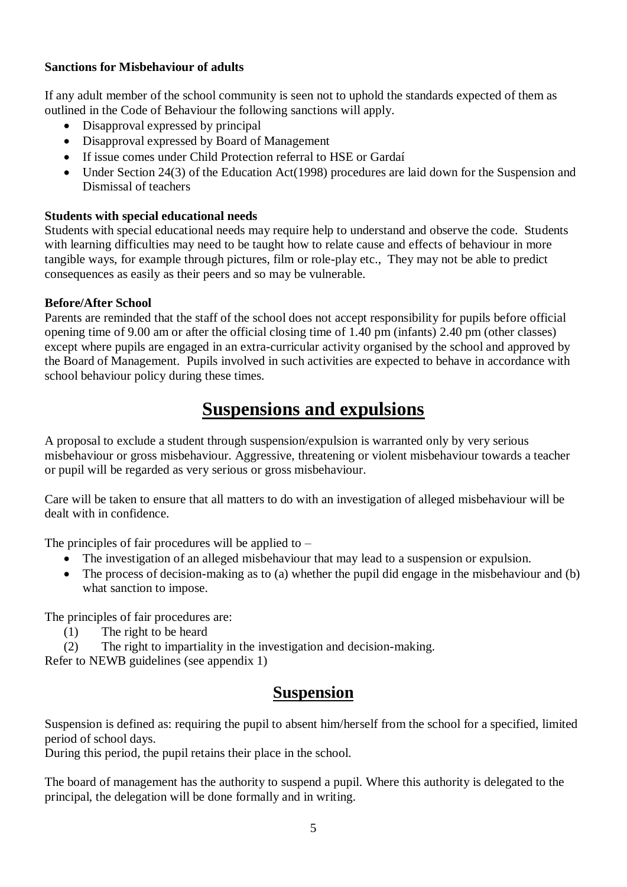**Sanctions for Misbehaviour of adults**

If any adult member of the school community is seen not to uphold the standards expected of them as outlined in the Code of Behaviour the following sanctions will apply.

- Disapproval expressed by principal
- Disapproval expressed by Board of Management
- If issue comes under Child Protection referral to HSE or Gardaí
- Under Section 24(3) of the Education Act(1998) procedures are laid down for the Suspension and Dismissal of teachers

**Students with special educational needs**

Students with special educational needs may require help to understand and observe the code. Students with learning difficulties may need to be taught how to relate cause and effects of behaviour in more tangible ways, for example through pictures, film or role-play etc., They may not be able to predict consequences as easily as their peers and so may be vulnerable.

**Before/After School**

Parents are reminded that the staff of the school does not accept responsibility for pupils before official opening time of 9.00 am or after the official closing time of 1.40 pm (infants) 2.40 pm (other classes) except where pupils are engaged in an extra-curricular activity organised by the school and approved by the Board of Management. Pupils involved in such activities are expected to behave in accordance with school behaviour policy during these times.

# Suspensions and expulsions

A proposal to exclude a student through suspension/expulsion is warranted only by very serious misbehaviour or gross misbehaviour. Aggressive, threatening or violent misbehaviour towards a teacher or pupil will be regarded as very serious or gross misbehaviour.

Care will be taken to ensure that all matters to do with an investigation of alleged misbehaviour will be dealt with in confidence.

The principles of fair procedures will be applied to –

- The investigation of an alleged misbehaviour that may lead to a suspension or expulsion.
- The process of decision-making as to (a) whether the pupil did engage in the misbehaviour and (b) what sanction to impose.

The principles of fair procedures are:

(1) The right to be heard
(2) The right to impartiality in the investigation and decision-making.

Refer to NEWB guidelines (see appendix 1)

## Suspension

Suspension is defined as: requiring the pupil to absent him/herself from the school for a specified, limited period of school days.
During this period, the pupil retains their place in the school.

The board of management has the authority to suspend a pupil. Where this authority is delegated to the principal, the delegation will be done formally and in writing.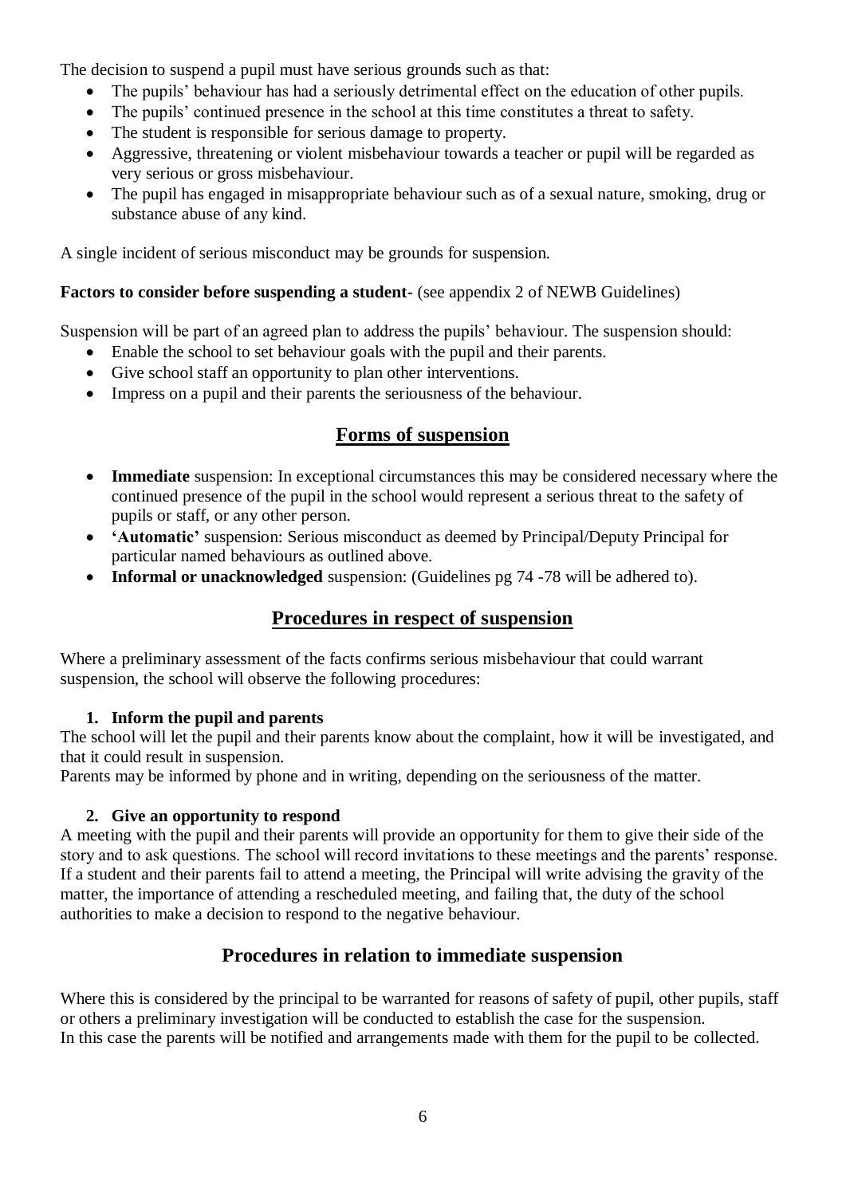The decision to suspend a pupil must have serious grounds such as that:

- The pupils' behaviour has had a seriously detrimental effect on the education of other pupils.
- The pupils' continued presence in the school at this time constitutes a threat to safety.
- The student is responsible for serious damage to property.
- Aggressive, threatening or violent misbehaviour towards a teacher or pupil will be regarded as very serious or gross misbehaviour.
- The pupil has engaged in misappropriate behaviour such as of a sexual nature, smoking, drug or substance abuse of any kind.

A single incident of serious misconduct may be grounds for suspension.

**Factors to consider before suspending a student**- (see appendix 2 of NEWB Guidelines)

Suspension will be part of an agreed plan to address the pupils' behaviour. The suspension should:

- Enable the school to set behaviour goals with the pupil and their parents.
- Give school staff an opportunity to plan other interventions.
- Impress on a pupil and their parents the seriousness of the behaviour.

## Forms of suspension

- **Immediate** suspension: In exceptional circumstances this may be considered necessary where the continued presence of the pupil in the school would represent a serious threat to the safety of pupils or staff, or any other person.
- **'Automatic'** suspension: Serious misconduct as deemed by Principal/Deputy Principal for particular named behaviours as outlined above.
- **Informal or unacknowledged** suspension: (Guidelines pg 74 -78 will be adhered to).

## Procedures in respect of suspension

Where a preliminary assessment of the facts confirms serious misbehaviour that could warrant suspension, the school will observe the following procedures:

**1. Inform the pupil and parents**

The school will let the pupil and their parents know about the complaint, how it will be investigated, and that it could result in suspension.
Parents may be informed by phone and in writing, depending on the seriousness of the matter.

**2. Give an opportunity to respond**

A meeting with the pupil and their parents will provide an opportunity for them to give their side of the story and to ask questions. The school will record invitations to these meetings and the parents' response. If a student and their parents fail to attend a meeting, the Principal will write advising the gravity of the matter, the importance of attending a rescheduled meeting, and failing that, the duty of the school authorities to make a decision to respond to the negative behaviour.

## Procedures in relation to immediate suspension

Where this is considered by the principal to be warranted for reasons of safety of pupil, other pupils, staff or others a preliminary investigation will be conducted to establish the case for the suspension.
In this case the parents will be notified and arrangements made with them for the pupil to be collected.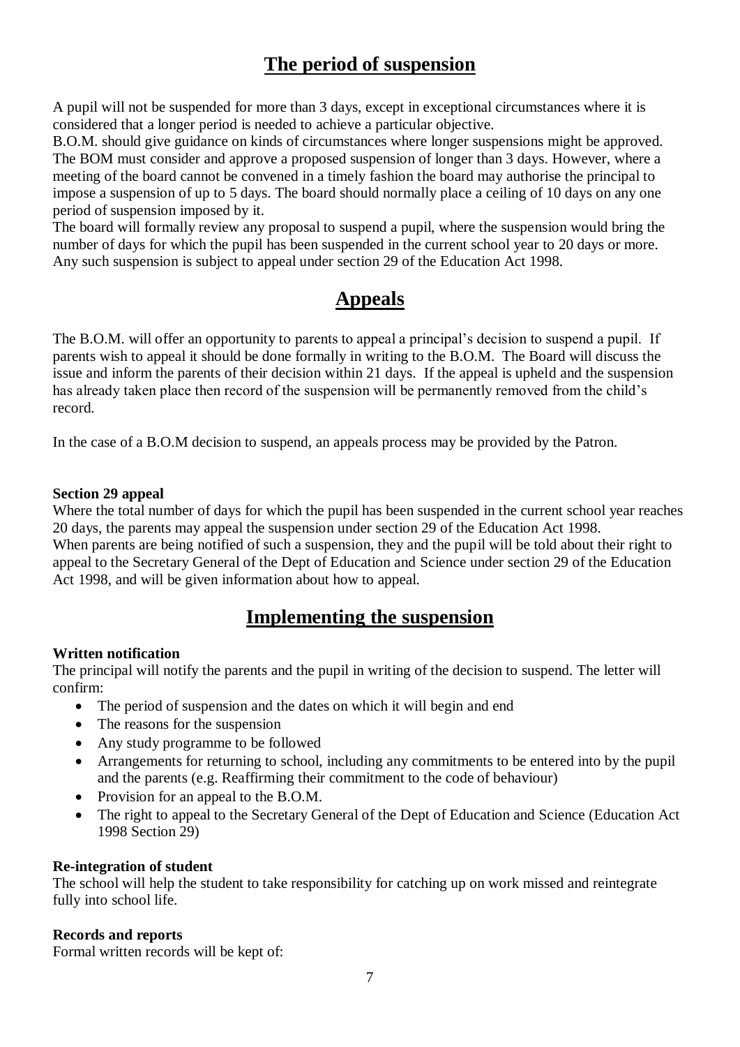## The period of suspension

A pupil will not be suspended for more than 3 days, except in exceptional circumstances where it is considered that a longer period is needed to achieve a particular objective.
B.O.M. should give guidance on kinds of circumstances where longer suspensions might be approved. The BOM must consider and approve a proposed suspension of longer than 3 days. However, where a meeting of the board cannot be convened in a timely fashion the board may authorise the principal to impose a suspension of up to 5 days. The board should normally place a ceiling of 10 days on any one period of suspension imposed by it.
The board will formally review any proposal to suspend a pupil, where the suspension would bring the number of days for which the pupil has been suspended in the current school year to 20 days or more. Any such suspension is subject to appeal under section 29 of the Education Act 1998.

## Appeals

The B.O.M. will offer an opportunity to parents to appeal a principal's decision to suspend a pupil. If parents wish to appeal it should be done formally in writing to the B.O.M. The Board will discuss the issue and inform the parents of their decision within 21 days. If the appeal is upheld and the suspension has already taken place then record of the suspension will be permanently removed from the child's record.

In the case of a B.O.M decision to suspend, an appeals process may be provided by the Patron.

**Section 29 appeal**
Where the total number of days for which the pupil has been suspended in the current school year reaches 20 days, the parents may appeal the suspension under section 29 of the Education Act 1998.
When parents are being notified of such a suspension, they and the pupil will be told about their right to appeal to the Secretary General of the Dept of Education and Science under section 29 of the Education Act 1998, and will be given information about how to appeal.

## Implementing the suspension

**Written notification**
The principal will notify the parents and the pupil in writing of the decision to suspend. The letter will confirm:

- The period of suspension and the dates on which it will begin and end
- The reasons for the suspension
- Any study programme to be followed
- Arrangements for returning to school, including any commitments to be entered into by the pupil and the parents (e.g. Reaffirming their commitment to the code of behaviour)
- Provision for an appeal to the B.O.M.
- The right to appeal to the Secretary General of the Dept of Education and Science (Education Act 1998 Section 29)

**Re-integration of student**
The school will help the student to take responsibility for catching up on work missed and reintegrate fully into school life.

**Records and reports**
Formal written records will be kept of: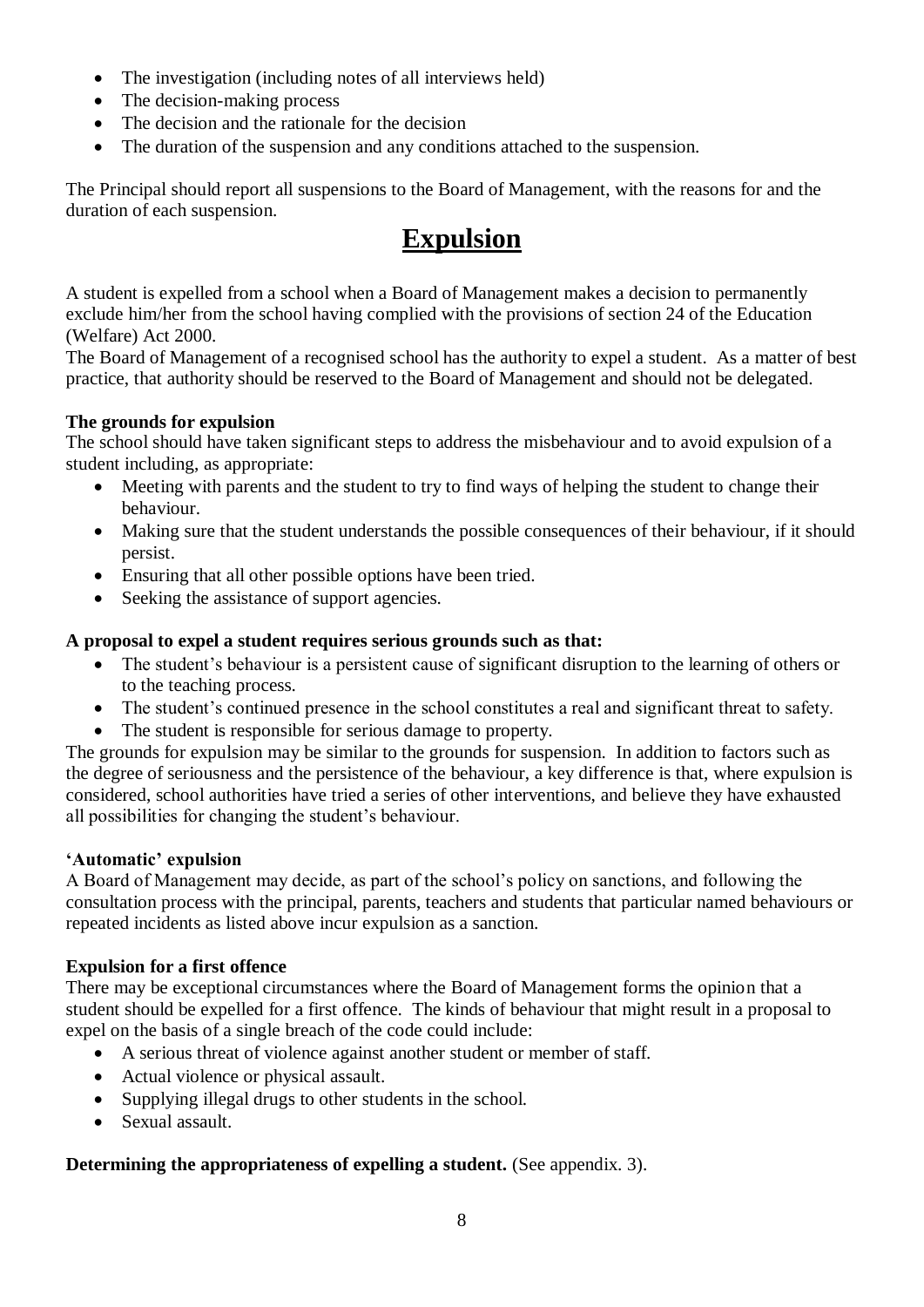- The investigation (including notes of all interviews held)
- The decision-making process
- The decision and the rationale for the decision
- The duration of the suspension and any conditions attached to the suspension.

The Principal should report all suspensions to the Board of Management, with the reasons for and the duration of each suspension.

# Expulsion

A student is expelled from a school when a Board of Management makes a decision to permanently exclude him/her from the school having complied with the provisions of section 24 of the Education (Welfare) Act 2000.

The Board of Management of a recognised school has the authority to expel a student. As a matter of best practice, that authority should be reserved to the Board of Management and should not be delegated.

**The grounds for expulsion**

The school should have taken significant steps to address the misbehaviour and to avoid expulsion of a student including, as appropriate:

- Meeting with parents and the student to try to find ways of helping the student to change their behaviour.
- Making sure that the student understands the possible consequences of their behaviour, if it should persist.
- Ensuring that all other possible options have been tried.
- Seeking the assistance of support agencies.

**A proposal to expel a student requires serious grounds such as that:**

- The student's behaviour is a persistent cause of significant disruption to the learning of others or to the teaching process.
- The student's continued presence in the school constitutes a real and significant threat to safety.
- The student is responsible for serious damage to property.

The grounds for expulsion may be similar to the grounds for suspension. In addition to factors such as the degree of seriousness and the persistence of the behaviour, a key difference is that, where expulsion is considered, school authorities have tried a series of other interventions, and believe they have exhausted all possibilities for changing the student's behaviour.

**'Automatic' expulsion**

A Board of Management may decide, as part of the school's policy on sanctions, and following the consultation process with the principal, parents, teachers and students that particular named behaviours or repeated incidents as listed above incur expulsion as a sanction.

**Expulsion for a first offence**

There may be exceptional circumstances where the Board of Management forms the opinion that a student should be expelled for a first offence. The kinds of behaviour that might result in a proposal to expel on the basis of a single breach of the code could include:

- A serious threat of violence against another student or member of staff.
- Actual violence or physical assault.
- Supplying illegal drugs to other students in the school.
- Sexual assault.

**Determining the appropriateness of expelling a student.** (See appendix. 3).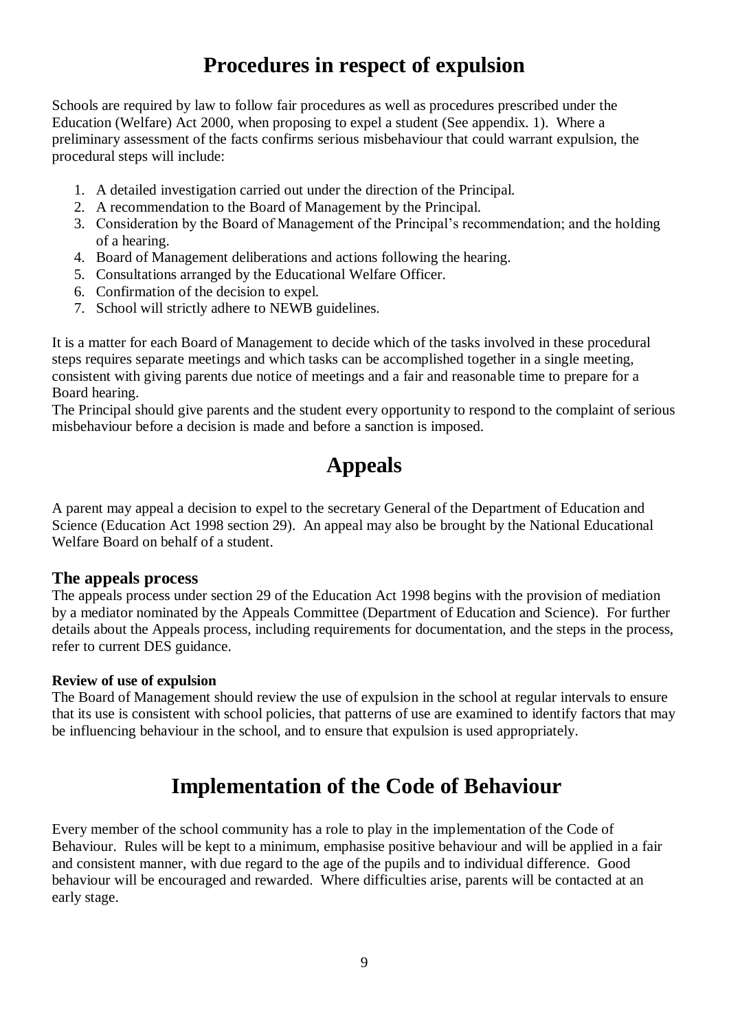# Procedures in respect of expulsion

Schools are required by law to follow fair procedures as well as procedures prescribed under the Education (Welfare) Act 2000, when proposing to expel a student (See appendix. 1). Where a preliminary assessment of the facts confirms serious misbehaviour that could warrant expulsion, the procedural steps will include:

1. A detailed investigation carried out under the direction of the Principal.
2. A recommendation to the Board of Management by the Principal.
3. Consideration by the Board of Management of the Principal's recommendation; and the holding of a hearing.
4. Board of Management deliberations and actions following the hearing.
5. Consultations arranged by the Educational Welfare Officer.
6. Confirmation of the decision to expel.
7. School will strictly adhere to NEWB guidelines.

It is a matter for each Board of Management to decide which of the tasks involved in these procedural steps requires separate meetings and which tasks can be accomplished together in a single meeting, consistent with giving parents due notice of meetings and a fair and reasonable time to prepare for a Board hearing.
The Principal should give parents and the student every opportunity to respond to the complaint of serious misbehaviour before a decision is made and before a sanction is imposed.

# Appeals

A parent may appeal a decision to expel to the secretary General of the Department of Education and Science (Education Act 1998 section 29). An appeal may also be brought by the National Educational Welfare Board on behalf of a student.

### The appeals process

The appeals process under section 29 of the Education Act 1998 begins with the provision of mediation by a mediator nominated by the Appeals Committee (Department of Education and Science). For further details about the Appeals process, including requirements for documentation, and the steps in the process, refer to current DES guidance.

#### Review of use of expulsion

The Board of Management should review the use of expulsion in the school at regular intervals to ensure that its use is consistent with school policies, that patterns of use are examined to identify factors that may be influencing behaviour in the school, and to ensure that expulsion is used appropriately.

# Implementation of the Code of Behaviour

Every member of the school community has a role to play in the implementation of the Code of Behaviour. Rules will be kept to a minimum, emphasise positive behaviour and will be applied in a fair and consistent manner, with due regard to the age of the pupils and to individual difference. Good behaviour will be encouraged and rewarded. Where difficulties arise, parents will be contacted at an early stage.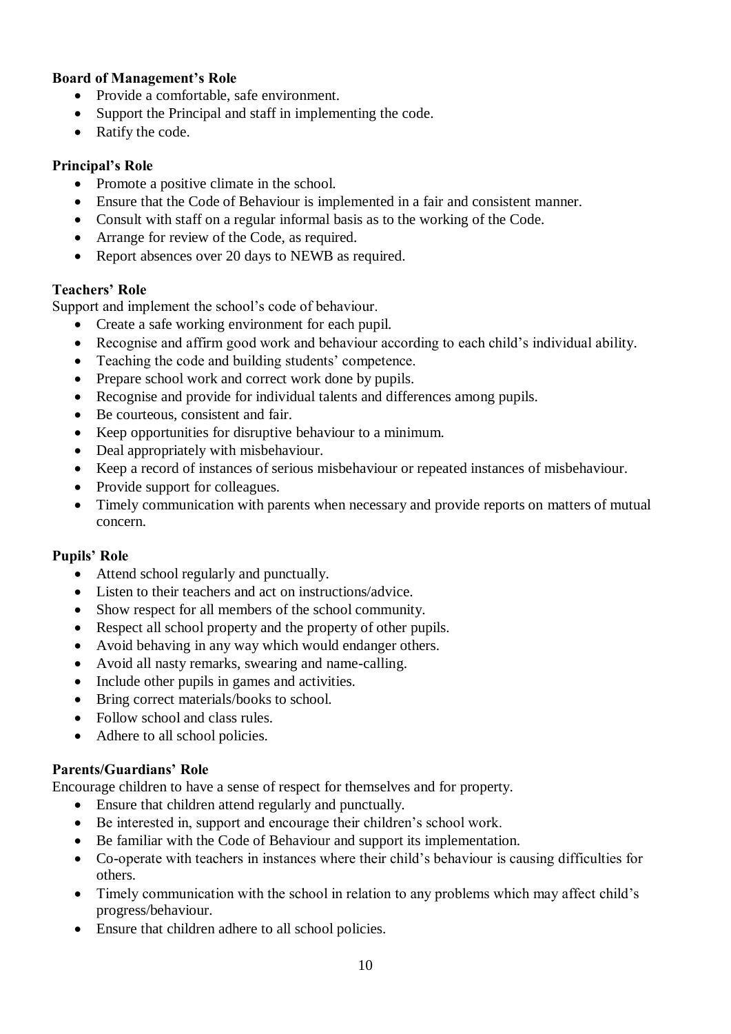**Board of Management's Role**

- Provide a comfortable, safe environment.
- Support the Principal and staff in implementing the code.
- Ratify the code.

**Principal's Role**

- Promote a positive climate in the school.
- Ensure that the Code of Behaviour is implemented in a fair and consistent manner.
- Consult with staff on a regular informal basis as to the working of the Code.
- Arrange for review of the Code, as required.
- Report absences over 20 days to NEWB as required.

**Teachers' Role**

Support and implement the school's code of behaviour.

- Create a safe working environment for each pupil.
- Recognise and affirm good work and behaviour according to each child's individual ability.
- Teaching the code and building students' competence.
- Prepare school work and correct work done by pupils.
- Recognise and provide for individual talents and differences among pupils.
- Be courteous, consistent and fair.
- Keep opportunities for disruptive behaviour to a minimum.
- Deal appropriately with misbehaviour.
- Keep a record of instances of serious misbehaviour or repeated instances of misbehaviour.
- Provide support for colleagues.
- Timely communication with parents when necessary and provide reports on matters of mutual concern.

**Pupils' Role**

- Attend school regularly and punctually.
- Listen to their teachers and act on instructions/advice.
- Show respect for all members of the school community.
- Respect all school property and the property of other pupils.
- Avoid behaving in any way which would endanger others.
- Avoid all nasty remarks, swearing and name-calling.
- Include other pupils in games and activities.
- Bring correct materials/books to school.
- Follow school and class rules.
- Adhere to all school policies.

**Parents/Guardians' Role**

Encourage children to have a sense of respect for themselves and for property.

- Ensure that children attend regularly and punctually.
- Be interested in, support and encourage their children's school work.
- Be familiar with the Code of Behaviour and support its implementation.
- Co-operate with teachers in instances where their child's behaviour is causing difficulties for others.
- Timely communication with the school in relation to any problems which may affect child's progress/behaviour.
- Ensure that children adhere to all school policies.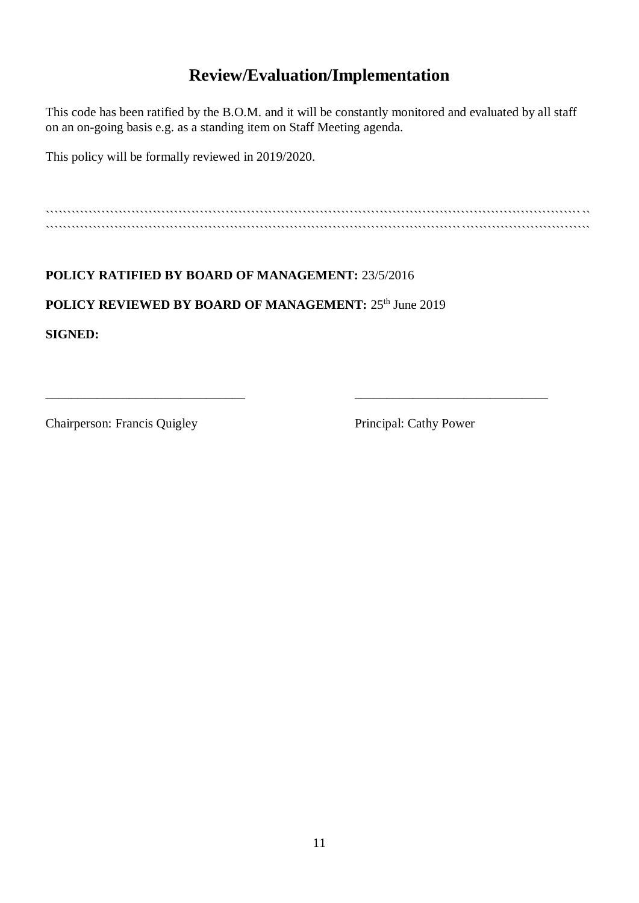## Review/Evaluation/Implementation

This code has been ratified by the B.O.M. and it will be constantly monitored and evaluated by all staff on an on-going basis e.g. as a standing item on Staff Meeting agenda.

This policy will be formally reviewed in 2019/2020.

**POLICY RATIFIED BY BOARD OF MANAGEMENT:** 23/5/2016

**POLICY REVIEWED BY BOARD OF MANAGEMENT:** 25th June 2019

**SIGNED:**

\_\_\_\_\_\_\_\_\_\_\_\_\_\_\_\_\_\_\_\_\_\_\_\_\_\_\_\_\_\_ \_\_\_\_\_\_\_\_\_\_\_\_\_\_\_\_\_\_\_\_\_\_\_\_\_\_\_\_\_\_

Chairperson: Francis Quigley Principal: Cathy Power